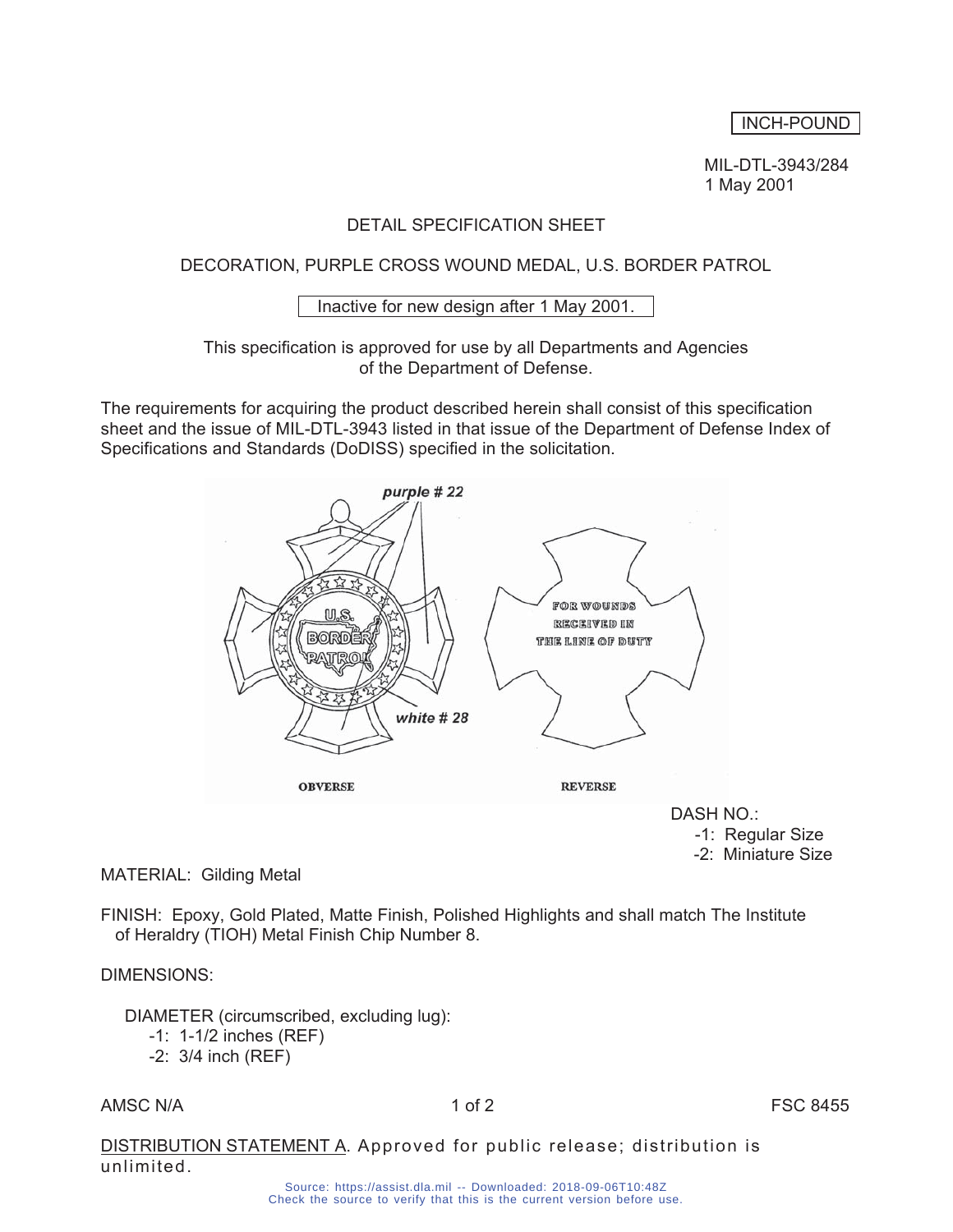INCH-POUND

MIL-DTL-3943/284
1 May 2001

# DETAIL SPECIFICATION SHEET

## DECORATION, PURPLE CROSS WOUND MEDAL, U.S. BORDER PATROL

Inactive for new design after 1 May 2001.

This specification is approved for use by all Departments and Agencies of the Department of Defense.

The requirements for acquiring the product described herein shall consist of this specification sheet and the issue of MIL-DTL-3943 listed in that issue of the Department of Defense Index of Specifications and Standards (DoDISS) specified in the solicitation.

*purple # 22*

U.S. BORDER PATROL

*white # 28*

FOR WOUNDS RECEIVED IN THE LINE OF DUTY

OBVERSE　　　REVERSE

DASH NO.:
- -1: Regular Size
- -2: Miniature Size

MATERIAL: Gilding Metal

FINISH: Epoxy, Gold Plated, Matte Finish, Polished Highlights and shall match The Institute of Heraldry (TIOH) Metal Finish Chip Number 8.

DIMENSIONS:

DIAMETER (circumscribed, excluding lug):
- -1: 1-1/2 inches (REF)
- -2: 3/4 inch (REF)

AMSC N/A　　　FSC 8455

DISTRIBUTION STATEMENT A. Approved for public release; distribution is unlimited.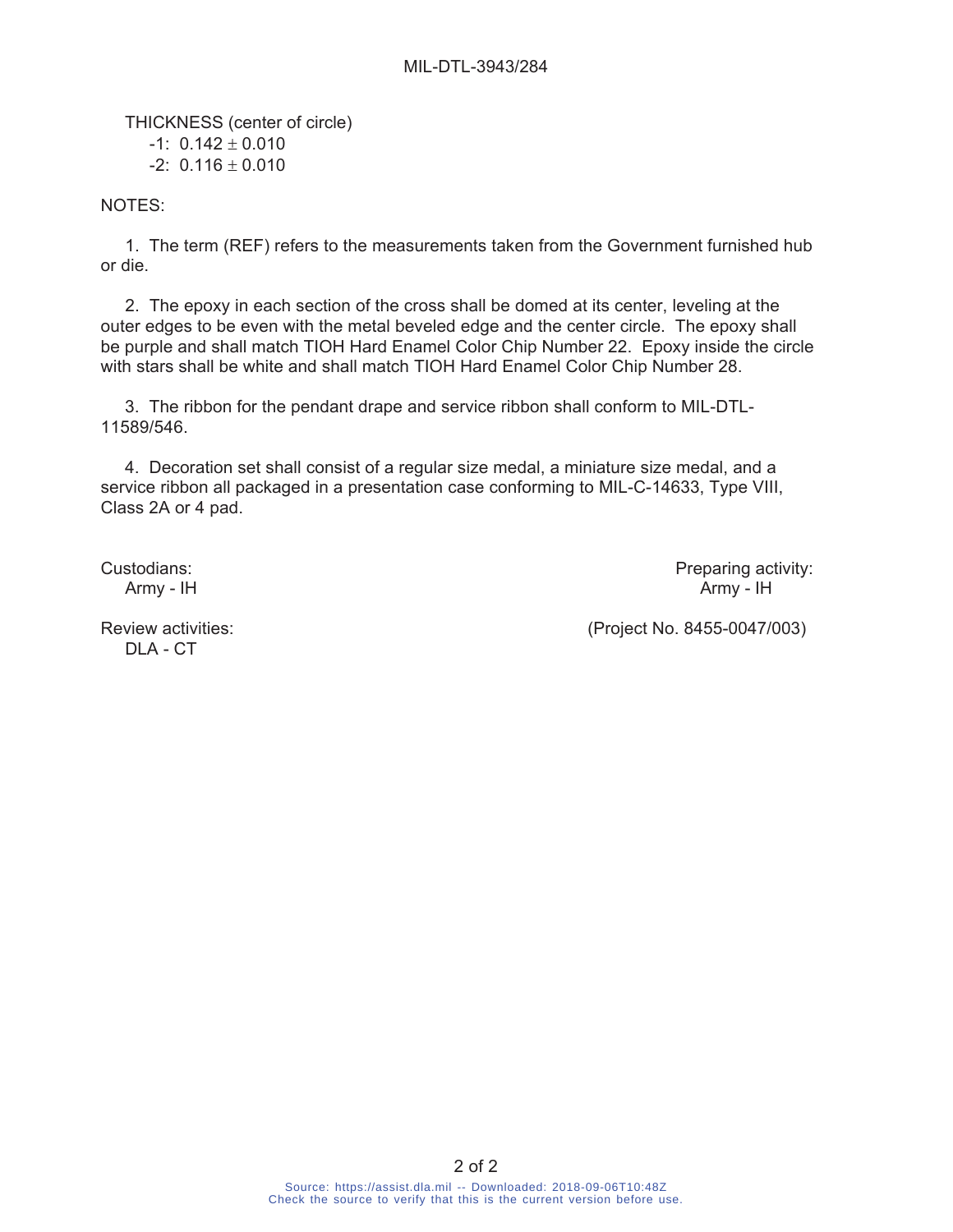THICKNESS (center of circle)

-1: 0.142 ± 0.010

-2: 0.116 ± 0.010

NOTES:

1. The term (REF) refers to the measurements taken from the Government furnished hub or die.

2. The epoxy in each section of the cross shall be domed at its center, leveling at the outer edges to be even with the metal beveled edge and the center circle. The epoxy shall be purple and shall match TIOH Hard Enamel Color Chip Number 22. Epoxy inside the circle with stars shall be white and shall match TIOH Hard Enamel Color Chip Number 28.

3. The ribbon for the pendant drape and service ribbon shall conform to MIL-DTL-11589/546.

4. Decoration set shall consist of a regular size medal, a miniature size medal, and a service ribbon all packaged in a presentation case conforming to MIL-C-14633, Type VIII, Class 2A or 4 pad.

Custodians:
Army - IH

Review activities:
DLA - CT

Preparing activity:
Army - IH

(Project No. 8455-0047/003)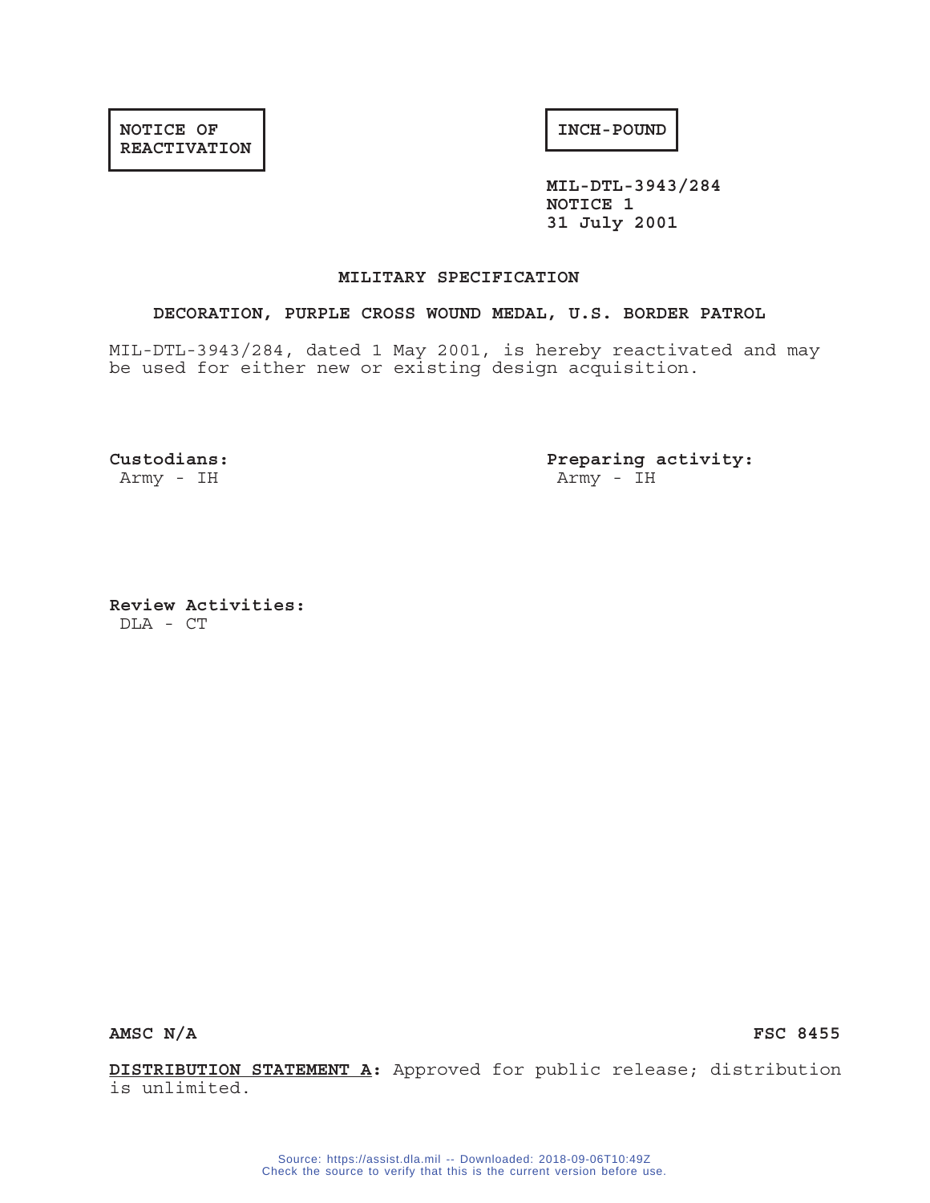**NOTICE OF REACTIVATION**

**INCH-POUND**

**MIL-DTL-3943/284**
**NOTICE 1**
**31 July 2001**

## MILITARY SPECIFICATION

### DECORATION, PURPLE CROSS WOUND MEDAL, U.S. BORDER PATROL

MIL-DTL-3943/284, dated 1 May 2001, is hereby reactivated and may be used for either new or existing design acquisition.

**Custodians:**
Army - IH

**Preparing activity:**
Army - IH

**Review Activities:**
DLA - CT

**AMSC N/A** **FSC 8455**

**DISTRIBUTION STATEMENT A:** Approved for public release; distribution is unlimited.

Source: https://assist.dla.mil -- Downloaded: 2018-09-06T10:49Z
Check the source to verify that this is the current version before use.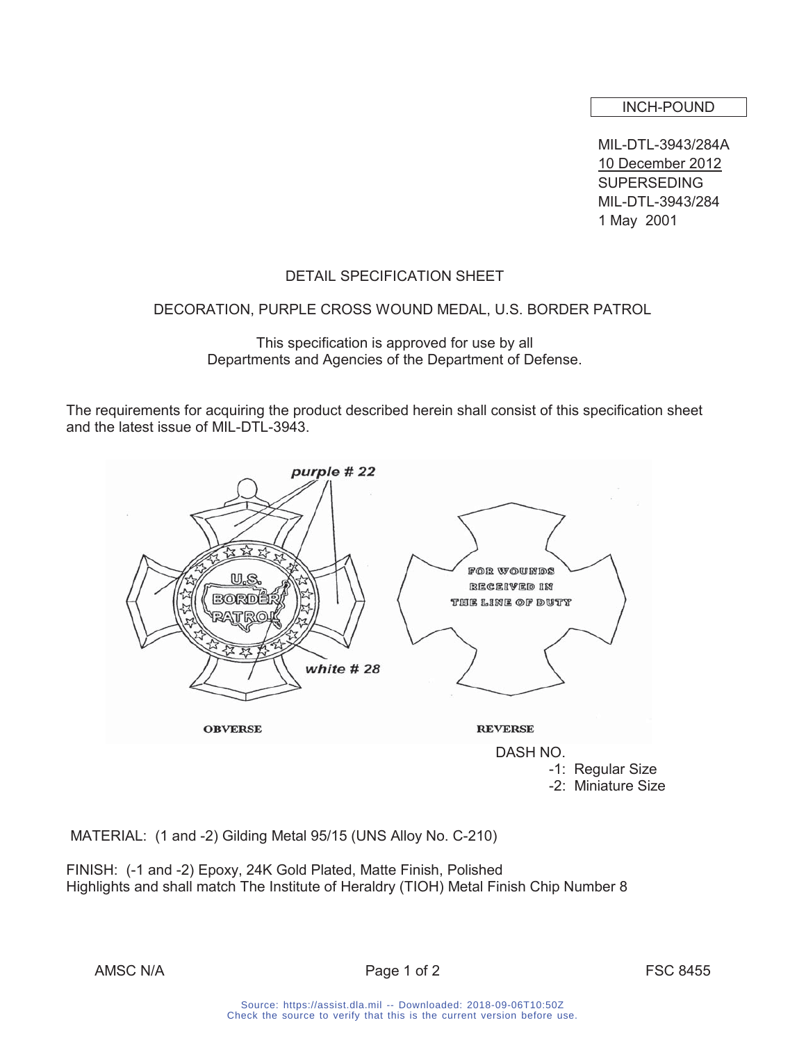INCH-POUND

MIL-DTL-3943/284A
10 December 2012
SUPERSEDING
MIL-DTL-3943/284
1 May 2001

# DETAIL SPECIFICATION SHEET

## DECORATION, PURPLE CROSS WOUND MEDAL, U.S. BORDER PATROL

This specification is approved for use by all Departments and Agencies of the Department of Defense.

The requirements for acquiring the product described herein shall consist of this specification sheet and the latest issue of MIL-DTL-3943.

*purple # 22*

U.S. BORDER PATROL

*white # 28*

FOR WOUNDS RECEIVED IN THE LINE OF DUTY

**OBVERSE** **REVERSE**

DASH NO.
- -1: Regular Size
- -2: Miniature Size

MATERIAL: (1 and -2) Gilding Metal 95/15 (UNS Alloy No. C-210)

FINISH: (-1 and -2) Epoxy, 24K Gold Plated, Matte Finish, Polished Highlights and shall match The Institute of Heraldry (TIOH) Metal Finish Chip Number 8

AMSC N/A FSC 8455

Source: https://assist.dla.mil -- Downloaded: 2018-09-06T10:50Z
Check the source to verify that this is the current version before use.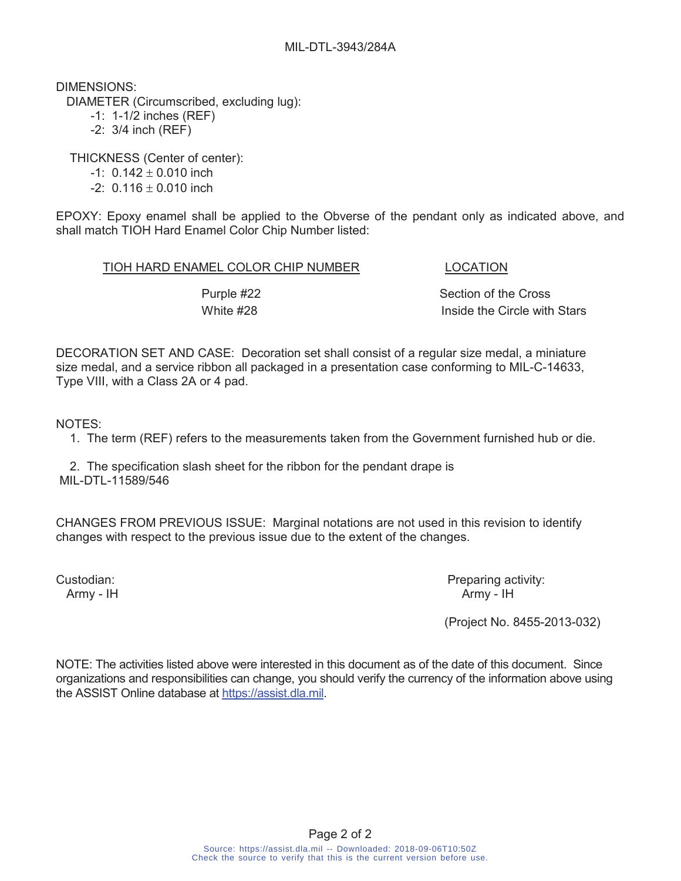DIMENSIONS:

DIAMETER (Circumscribed, excluding lug):

- -1: 1-1/2 inches (REF)
- -2: 3/4 inch (REF)

THICKNESS (Center of center):

- -1: 0.142 ± 0.010 inch
- -2: 0.116 ± 0.010 inch

EPOXY: Epoxy enamel shall be applied to the Obverse of the pendant only as indicated above, and shall match TIOH Hard Enamel Color Chip Number listed:

| TIOH HARD ENAMEL COLOR CHIP NUMBER | LOCATION |
|---|---|
| Purple #22 | Section of the Cross |
| White #28 | Inside the Circle with Stars |

DECORATION SET AND CASE: Decoration set shall consist of a regular size medal, a miniature size medal, and a service ribbon all packaged in a presentation case conforming to MIL-C-14633, Type VIII, with a Class 2A or 4 pad.

NOTES:

1. The term (REF) refers to the measurements taken from the Government furnished hub or die.

2. The specification slash sheet for the ribbon for the pendant drape is MIL-DTL-11589/546

CHANGES FROM PREVIOUS ISSUE: Marginal notations are not used in this revision to identify changes with respect to the previous issue due to the extent of the changes.

| Custodian: | Preparing activity: |
|---|---|
| Army - IH | Army - IH |
| | (Project No. 8455-2013-032) |

NOTE: The activities listed above were interested in this document as of the date of this document. Since organizations and responsibilities can change, you should verify the currency of the information above using the ASSIST Online database at https://assist.dla.mil.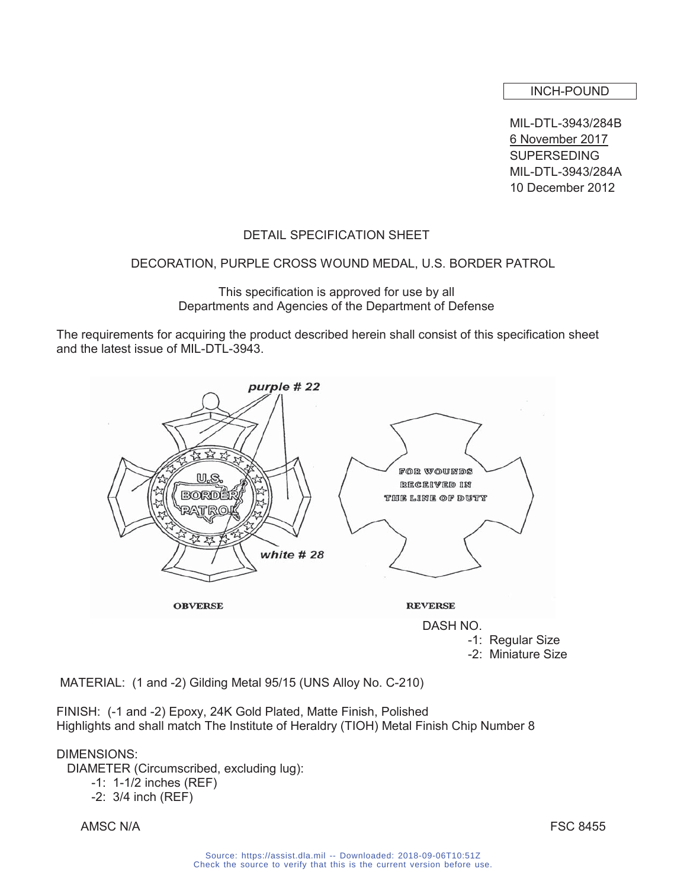INCH-POUND

MIL-DTL-3943/284B
6 November 2017
SUPERSEDING
MIL-DTL-3943/284A
10 December 2012

DETAIL SPECIFICATION SHEET

DECORATION, PURPLE CROSS WOUND MEDAL, U.S. BORDER PATROL

This specification is approved for use by all
Departments and Agencies of the Department of Defense

The requirements for acquiring the product described herein shall consist of this specification sheet and the latest issue of MIL-DTL-3943.

DASH NO.
- -1: Regular Size
- -2: Miniature Size

MATERIAL: (1 and -2) Gilding Metal 95/15 (UNS Alloy No. C-210)

FINISH: (-1 and -2) Epoxy, 24K Gold Plated, Matte Finish, Polished Highlights and shall match The Institute of Heraldry (TIOH) Metal Finish Chip Number 8

DIMENSIONS:

DIAMETER (Circumscribed, excluding lug):
- -1: 1-1/2 inches (REF)
- -2: 3/4 inch (REF)

AMSC N/A FSC 8455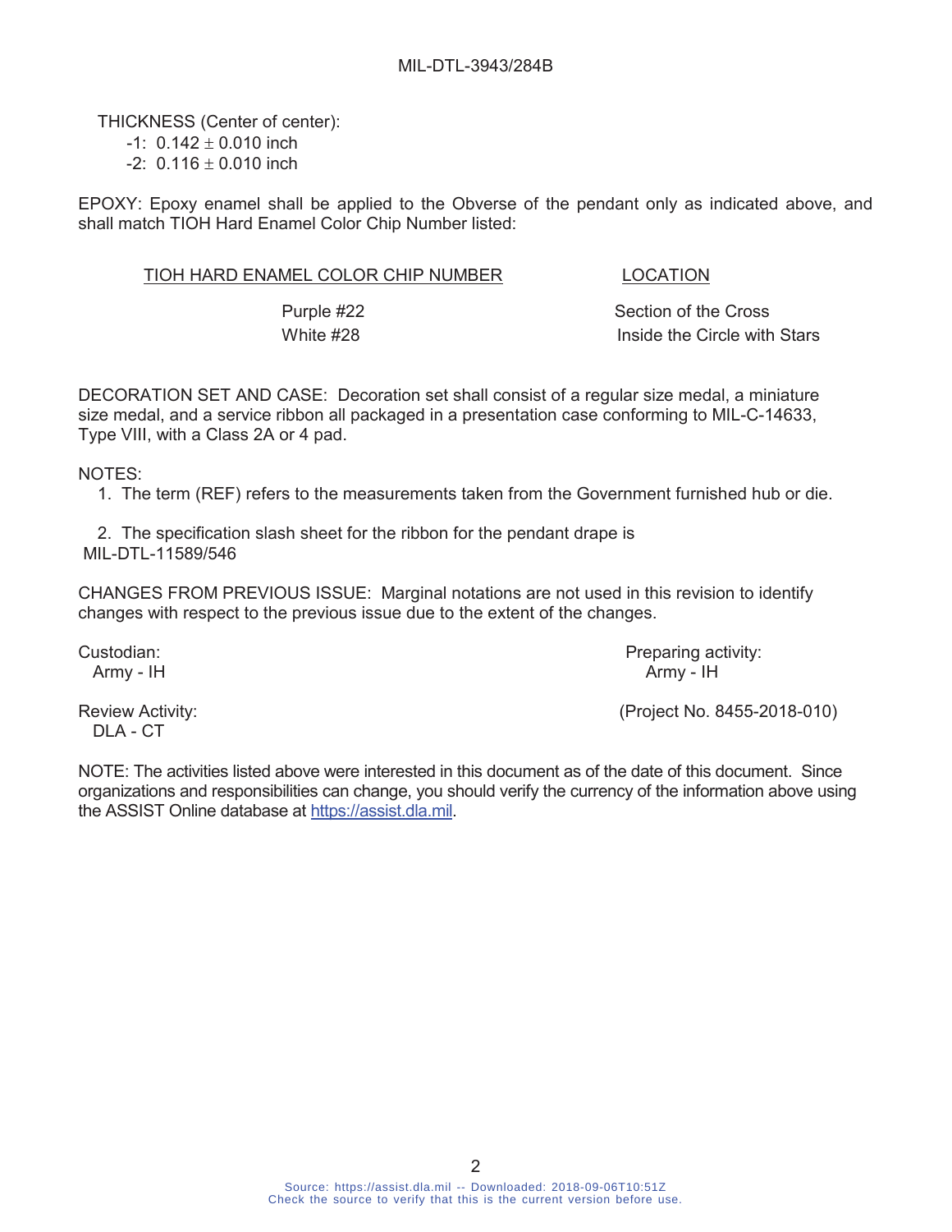THICKNESS (Center of center):

- -1: 0.142 ± 0.010 inch
- -2: 0.116 ± 0.010 inch

EPOXY: Epoxy enamel shall be applied to the Obverse of the pendant only as indicated above, and shall match TIOH Hard Enamel Color Chip Number listed:

| TIOH HARD ENAMEL COLOR CHIP NUMBER | LOCATION |
| --- | --- |
| Purple #22 | Section of the Cross |
| White #28 | Inside the Circle with Stars |

DECORATION SET AND CASE: Decoration set shall consist of a regular size medal, a miniature size medal, and a service ribbon all packaged in a presentation case conforming to MIL-C-14633, Type VIII, with a Class 2A or 4 pad.

NOTES:

1. The term (REF) refers to the measurements taken from the Government furnished hub or die.

2. The specification slash sheet for the ribbon for the pendant drape is MIL-DTL-11589/546

CHANGES FROM PREVIOUS ISSUE: Marginal notations are not used in this revision to identify changes with respect to the previous issue due to the extent of the changes.

Custodian:
Army - IH

Preparing activity:
Army - IH

Review Activity:
DLA - CT

(Project No. 8455-2018-010)

NOTE: The activities listed above were interested in this document as of the date of this document. Since organizations and responsibilities can change, you should verify the currency of the information above using the ASSIST Online database at https://assist.dla.mil.